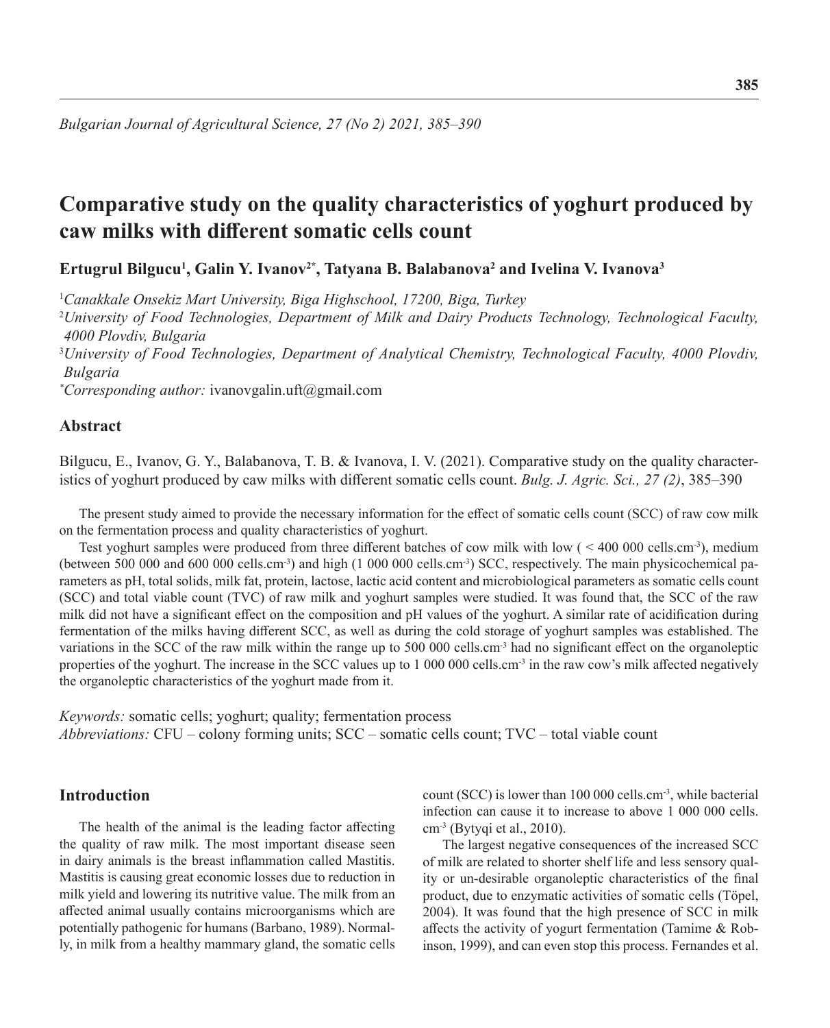*Bulgarian Journal of Agricultural Science, 27 (No 2) 2021, 385–390*

# Comparative study on the quality characteristics of yoghurt produced by caw milks with different somatic cells count

**Ertugrul Bilgucu[1], Galin Y. Ivanov[2*], Tatyana B. Balabanova[2] and Ivelina V. Ivanova[3]**

[1]*Canakkale Onsekiz Mart University, Biga Highschool, 17200, Biga, Turkey*
[2]*University of Food Technologies, Department of Milk and Dairy Products Technology, Technological Faculty, 4000 Plovdiv, Bulgaria*
[3]*University of Food Technologies, Department of Analytical Chemistry, Technological Faculty, 4000 Plovdiv, Bulgaria*
[*]*Corresponding author:* ivanovgalin.uft@gmail.com

## Abstract

Bilgucu, E., Ivanov, G. Y., Balabanova, T. B. & Ivanova, I. V. (2021). Comparative study on the quality characteristics of yoghurt produced by caw milks with different somatic cells count. *Bulg. J. Agric. Sci., 27 (2)*, 385–390

The present study aimed to provide the necessary information for the effect of somatic cells count (SCC) of raw cow milk on the fermentation process and quality characteristics of yoghurt.

Test yoghurt samples were produced from three different batches of cow milk with low ( < 400 000 cells.cm$^{-3}$), medium (between 500 000 and 600 000 cells.cm$^{-3}$) and high (1 000 000 cells.cm$^{-3}$) SCC, respectively. The main physicochemical parameters as pH, total solids, milk fat, protein, lactose, lactic acid content and microbiological parameters as somatic cells count (SCC) and total viable count (TVC) of raw milk and yoghurt samples were studied. It was found that, the SCC of the raw milk did not have a significant effect on the composition and pH values of the yoghurt. A similar rate of acidification during fermentation of the milks having different SCC, as well as during the cold storage of yoghurt samples was established. The variations in the SCC of the raw milk within the range up to 500 000 cells.cm$^{-3}$ had no significant effect on the organoleptic properties of the yoghurt. The increase in the SCC values up to 1 000 000 cells.cm$^{-3}$ in the raw cow's milk affected negatively the organoleptic characteristics of the yoghurt made from it.

*Keywords:* somatic cells; yoghurt; quality; fermentation process
*Abbreviations:* CFU – colony forming units; SCC – somatic cells count; TVC – total viable count

## Introduction

The health of the animal is the leading factor affecting the quality of raw milk. The most important disease seen in dairy animals is the breast inflammation called Mastitis. Mastitis is causing great economic losses due to reduction in milk yield and lowering its nutritive value. The milk from an affected animal usually contains microorganisms which are potentially pathogenic for humans (Barbano, 1989). Normally, in milk from a healthy mammary gland, the somatic cells count (SCC) is lower than 100 000 cells.cm$^{-3}$, while bacterial infection can cause it to increase to above 1 000 000 cells. cm$^{-3}$ (Bytyqi et al., 2010).

The largest negative consequences of the increased SCC of milk are related to shorter shelf life and less sensory quality or un-desirable organoleptic characteristics of the final product, due to enzymatic activities of somatic cells (Töpel, 2004). It was found that the high presence of SCC in milk affects the activity of yogurt fermentation (Tamime & Robinson, 1999), and can even stop this process. Fernandes et al.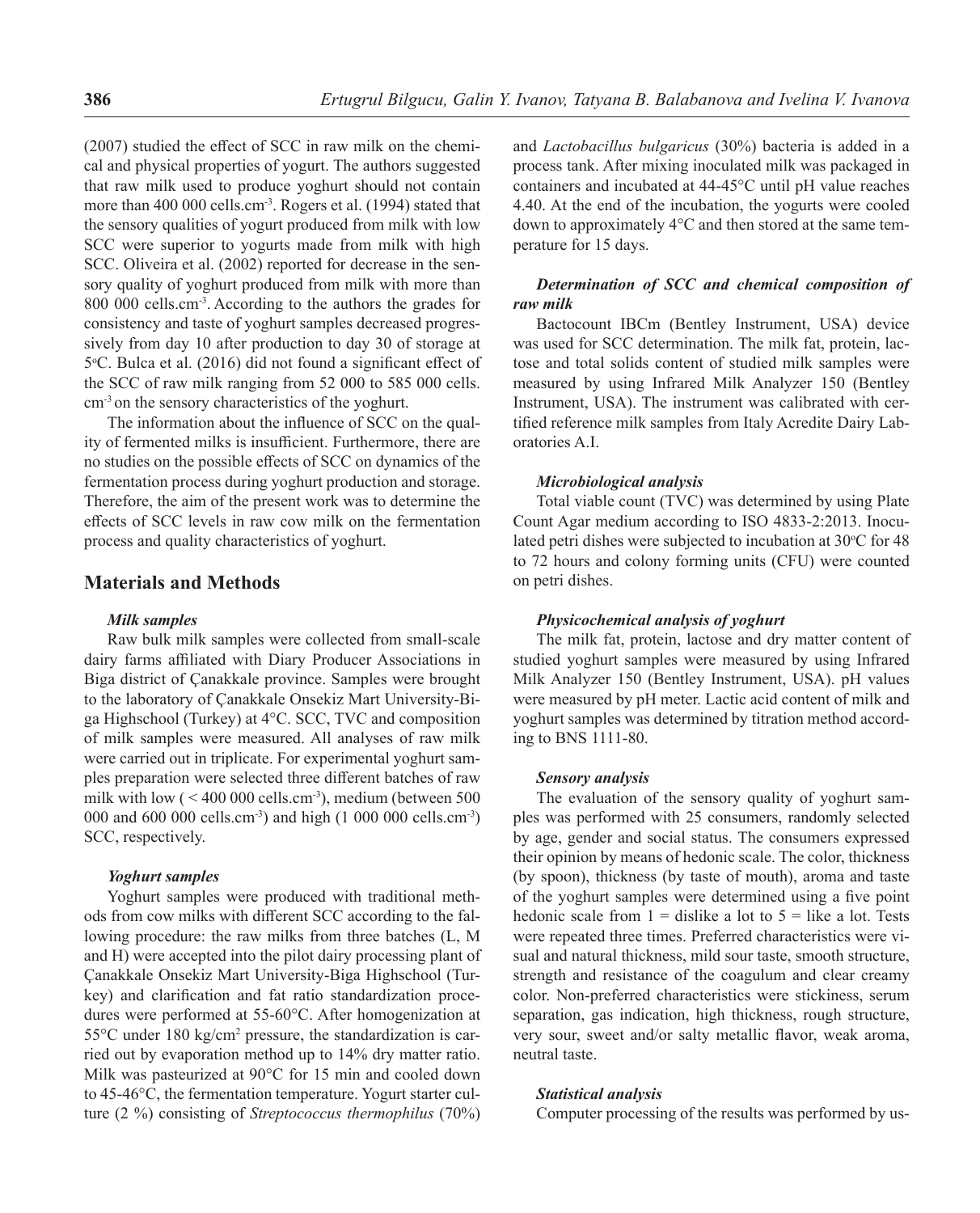(2007) studied the effect of SCC in raw milk on the chemical and physical properties of yogurt. The authors suggested that raw milk used to produce yoghurt should not contain more than 400 000 cells.cm$^{-3}$. Rogers et al. (1994) stated that the sensory qualities of yogurt produced from milk with low SCC were superior to yogurts made from milk with high SCC. Oliveira et al. (2002) reported for decrease in the sensory quality of yoghurt produced from milk with more than 800 000 cells.cm$^{-3}$. According to the authors the grades for consistency and taste of yoghurt samples decreased progressively from day 10 after production to day 30 of storage at 5$^{o}$C. Bulca et al. (2016) did not found a significant effect of the SCC of raw milk ranging from 52 000 to 585 000 cells.cm$^{-3}$ on the sensory characteristics of the yoghurt.

The information about the influence of SCC on the quality of fermented milks is insufficient. Furthermore, there are no studies on the possible effects of SCC on dynamics of the fermentation process during yoghurt production and storage. Therefore, the aim of the present work was to determine the effects of SCC levels in raw cow milk on the fermentation process and quality characteristics of yoghurt.

## Materials and Methods

### *Milk samples*

Raw bulk milk samples were collected from small-scale dairy farms affiliated with Diary Producer Associations in Biga district of Çanakkale province. Samples were brought to the laboratory of Çanakkale Onsekiz Mart University-Biga Highschool (Turkey) at 4°C. SCC, TVC and composition of milk samples were measured. All analyses of raw milk were carried out in triplicate. For experimental yoghurt samples preparation were selected three different batches of raw milk with low ( < 400 000 cells.cm$^{-3}$), medium (between 500 000 and 600 000 cells.cm$^{-3}$) and high (1 000 000 cells.cm$^{-3}$) SCC, respectively.

### *Yoghurt samples*

Yoghurt samples were produced with traditional methods from cow milks with different SCC according to the fallowing procedure: the raw milks from three batches (L, M and H) were accepted into the pilot dairy processing plant of Çanakkale Onsekiz Mart University-Biga Highschool (Turkey) and clarification and fat ratio standardization procedures were performed at 55-60°C. After homogenization at 55°C under 180 kg/cm$^{2}$ pressure, the standardization is carried out by evaporation method up to 14% dry matter ratio. Milk was pasteurized at 90°C for 15 min and cooled down to 45-46°C, the fermentation temperature. Yogurt starter culture (2 %) consisting of *Streptococcus thermophilus* (70%) and *Lactobacillus bulgaricus* (30%) bacteria is added in a process tank. After mixing inoculated milk was packaged in containers and incubated at 44-45°C until pH value reaches 4.40. At the end of the incubation, the yogurts were cooled down to approximately 4°C and then stored at the same temperature for 15 days.

### *Determination of SCC and chemical composition of raw milk*

Bactocount IBCm (Bentley Instrument, USA) device was used for SCC determination. The milk fat, protein, lactose and total solids content of studied milk samples were measured by using Infrared Milk Analyzer 150 (Bentley Instrument, USA). The instrument was calibrated with certified reference milk samples from Italy Acredite Dairy Laboratories A.I.

### *Microbiological analysis*

Total viable count (TVC) was determined by using Plate Count Agar medium according to ISO 4833-2:2013. Inoculated petri dishes were subjected to incubation at 30$^{o}$C for 48 to 72 hours and colony forming units (CFU) were counted on petri dishes.

### *Physicochemical analysis of yoghurt*

The milk fat, protein, lactose and dry matter content of studied yoghurt samples were measured by using Infrared Milk Analyzer 150 (Bentley Instrument, USA). pH values were measured by pH meter. Lactic acid content of milk and yoghurt samples was determined by titration method according to BNS 1111-80.

### *Sensory analysis*

The evaluation of the sensory quality of yoghurt samples was performed with 25 consumers, randomly selected by age, gender and social status. The consumers expressed their opinion by means of hedonic scale. The color, thickness (by spoon), thickness (by taste of mouth), aroma and taste of the yoghurt samples were determined using a five point hedonic scale from 1 = dislike a lot to 5 = like a lot. Tests were repeated three times. Preferred characteristics were visual and natural thickness, mild sour taste, smooth structure, strength and resistance of the coagulum and clear creamy color. Non-preferred characteristics were stickiness, serum separation, gas indication, high thickness, rough structure, very sour, sweet and/or salty metallic flavor, weak aroma, neutral taste.

### *Statistical analysis*

Computer processing of the results was performed by us-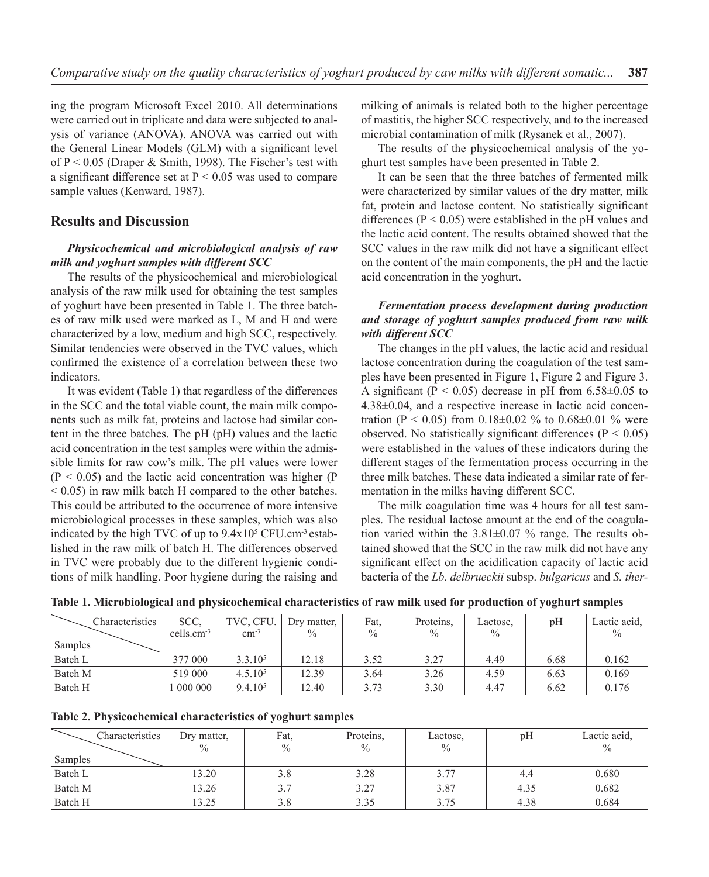ing the program Microsoft Excel 2010. All determinations were carried out in triplicate and data were subjected to analysis of variance (ANOVA). ANOVA was carried out with the General Linear Models (GLM) with a significant level of $P < 0.05$ (Draper & Smith, 1998). The Fischer's test with a significant difference set at $P < 0.05$ was used to compare sample values (Kenward, 1987).

## Results and Discussion

### *Physicochemical and microbiological analysis of raw milk and yoghurt samples with different SCC*

The results of the physicochemical and microbiological analysis of the raw milk used for obtaining the test samples of yoghurt have been presented in Table 1. The three batches of raw milk used were marked as L, M and H and were characterized by a low, medium and high SCC, respectively. Similar tendencies were observed in the TVC values, which confirmed the existence of a correlation between these two indicators.

It was evident (Table 1) that regardless of the differences in the SCC and the total viable count, the main milk components such as milk fat, proteins and lactose had similar content in the three batches. The pH (pH) values and the lactic acid concentration in the test samples were within the admissible limits for raw cow's milk. The pH values were lower ($P < 0.05$) and the lactic acid concentration was higher ($P < 0.05$) in raw milk batch H compared to the other batches. This could be attributed to the occurrence of more intensive microbiological processes in these samples, which was also indicated by the high TVC of up to $9.4 \times 10^5$ CFU.cm$^{-3}$ established in the raw milk of batch H. The differences observed in TVC were probably due to the different hygienic conditions of milk handling. Poor hygiene during the raising and milking of animals is related both to the higher percentage of mastitis, the higher SCC respectively, and to the increased microbial contamination of milk (Rysanek et al., 2007).

The results of the physicochemical analysis of the yoghurt test samples have been presented in Table 2.

It can be seen that the three batches of fermented milk were characterized by similar values of the dry matter, milk fat, protein and lactose content. No statistically significant differences ($P < 0.05$) were established in the pH values and the lactic acid content. The results obtained showed that the SCC values in the raw milk did not have a significant effect on the content of the main components, the pH and the lactic acid concentration in the yoghurt.

### *Fermentation process development during production and storage of yoghurt samples produced from raw milk with different SCC*

The changes in the pH values, the lactic acid and residual lactose concentration during the coagulation of the test samples have been presented in Figure 1, Figure 2 and Figure 3. A significant ($P < 0.05$) decrease in pH from $6.58 \pm 0.05$ to $4.38 \pm 0.04$, and a respective increase in lactic acid concentration ($P < 0.05$) from $0.18 \pm 0.02$ % to $0.68 \pm 0.01$ % were observed. No statistically significant differences ($P < 0.05$) were established in the values of these indicators during the different stages of the fermentation process occurring in the three milk batches. These data indicated a similar rate of fermentation in the milks having different SCC.

The milk coagulation time was 4 hours for all test samples. The residual lactose amount at the end of the coagulation varied within the $3.81 \pm 0.07$ % range. The results obtained showed that the SCC in the raw milk did not have any significant effect on the acidification capacity of lactic acid bacteria of the *Lb. delbrueckii* subsp. *bulgaricus* and *S. ther-*

**Table 1. Microbiological and physicochemical characteristics of raw milk used for production of yoghurt samples**

| Samples \ Characteristics | SCC, cells.cm$^{-3}$ | TVC, CFU. cm$^{-3}$ | Dry matter, % | Fat, % | Proteins, % | Lactose, % | pH | Lactic acid, % |
|---|---|---|---|---|---|---|---|---|
| Batch L | 377 000 | $3.3.10^5$ | 12.18 | 3.52 | 3.27 | 4.49 | 6.68 | 0.162 |
| Batch M | 519 000 | $4.5.10^5$ | 12.39 | 3.64 | 3.26 | 4.59 | 6.63 | 0.169 |
| Batch H | 1 000 000 | $9.4.10^5$ | 12.40 | 3.73 | 3.30 | 4.47 | 6.62 | 0.176 |

**Table 2. Physicochemical characteristics of yoghurt samples**

| Samples \ Characteristics | Dry matter, % | Fat, % | Proteins, % | Lactose, % | pH | Lactic acid, % |
|---|---|---|---|---|---|---|
| Batch L | 13.20 | 3.8 | 3.28 | 3.77 | 4.4 | 0.680 |
| Batch M | 13.26 | 3.7 | 3.27 | 3.87 | 4.35 | 0.682 |
| Batch H | 13.25 | 3.8 | 3.35 | 3.75 | 4.38 | 0.684 |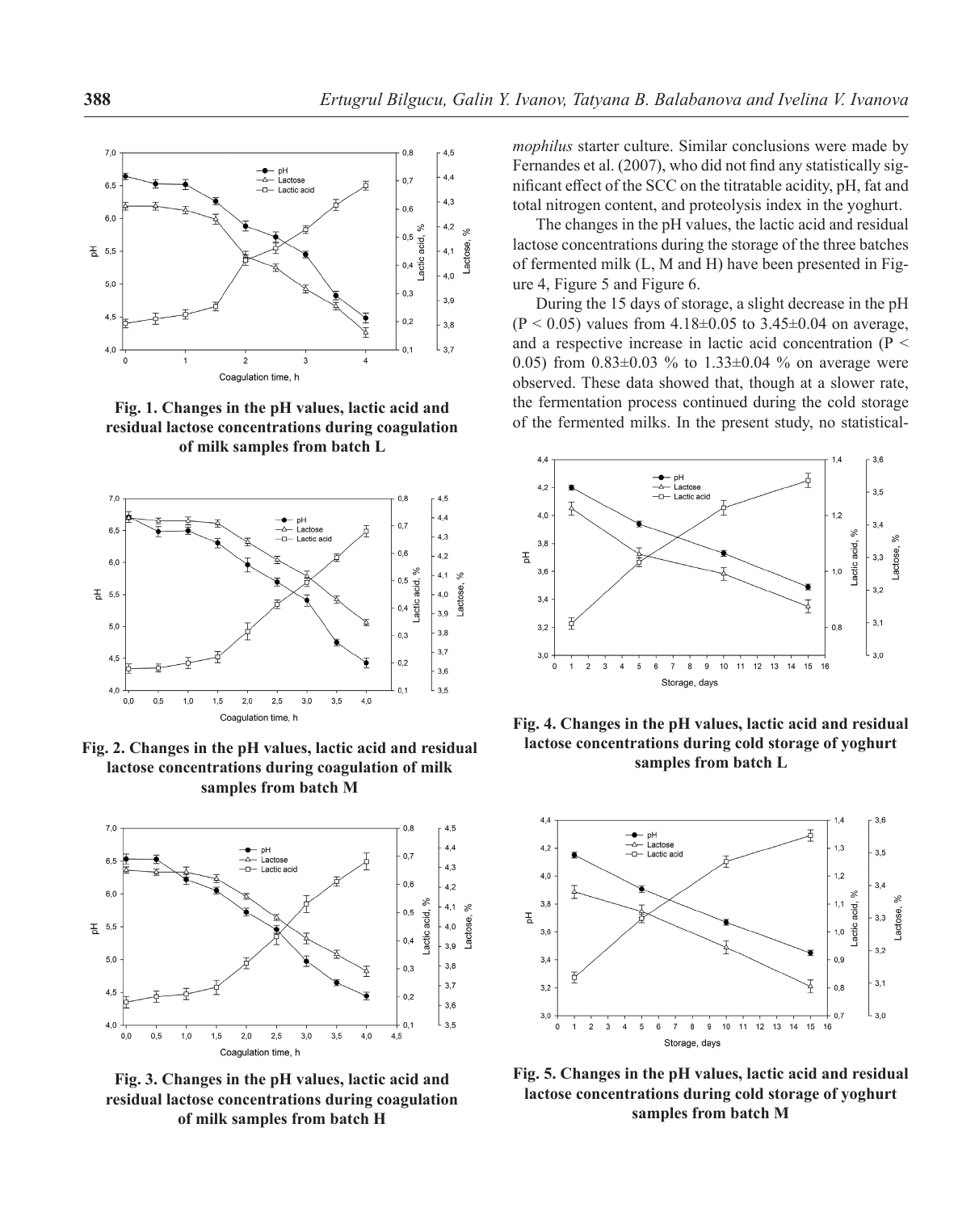**Fig. 1. Changes in the pH values, lactic acid and residual lactose concentrations during coagulation of milk samples from batch L**

**Fig. 2. Changes in the pH values, lactic acid and residual lactose concentrations during coagulation of milk samples from batch M**

**Fig. 3. Changes in the pH values, lactic acid and residual lactose concentrations during coagulation of milk samples from batch H**

*mophilus* starter culture. Similar conclusions were made by Fernandes et al. (2007), who did not find any statistically significant effect of the SCC on the titratable acidity, pH, fat and total nitrogen content, and proteolysis index in the yoghurt.

The changes in the pH values, the lactic acid and residual lactose concentrations during the storage of the three batches of fermented milk (L, M and H) have been presented in Figure 4, Figure 5 and Figure 6.

During the 15 days of storage, a slight decrease in the pH ($P < 0.05$) values from 4.18±0.05 to 3.45±0.04 on average, and a respective increase in lactic acid concentration ($P < 0.05$) from 0.83±0.03 % to 1.33±0.04 % on average were observed. These data showed that, though at a slower rate, the fermentation process continued during the cold storage of the fermented milks. In the present study, no statistical-

**Fig. 4. Changes in the pH values, lactic acid and residual lactose concentrations during cold storage of yoghurt samples from batch L**

**Fig. 5. Changes in the pH values, lactic acid and residual lactose concentrations during cold storage of yoghurt samples from batch M**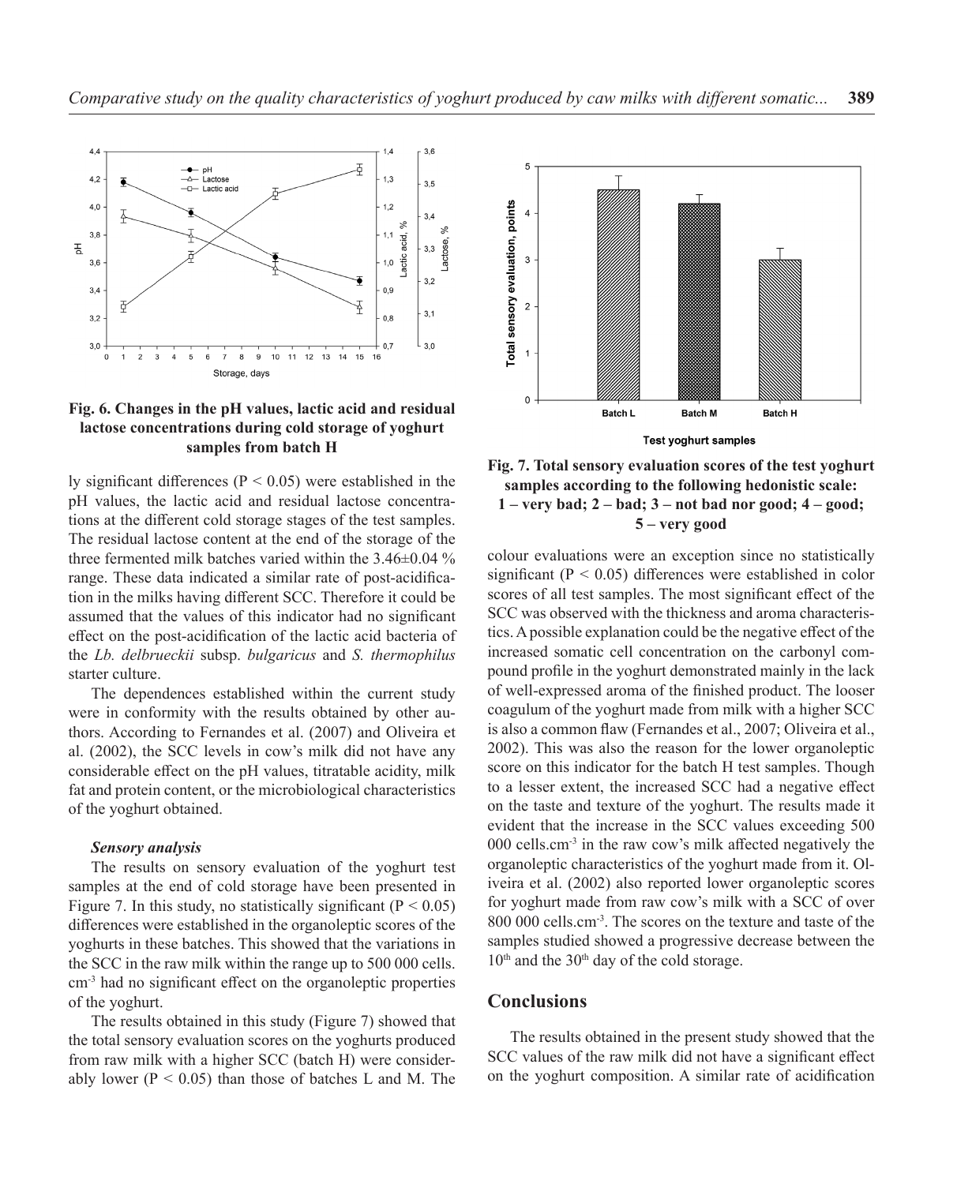**Fig. 6. Changes in the pH values, lactic acid and residual lactose concentrations during cold storage of yoghurt samples from batch H**

ly significant differences ($P < 0.05$) were established in the pH values, the lactic acid and residual lactose concentrations at the different cold storage stages of the test samples. The residual lactose content at the end of the storage of the three fermented milk batches varied within the 3.46±0.04 % range. These data indicated a similar rate of post-acidification in the milks having different SCC. Therefore it could be assumed that the values of this indicator had no significant effect on the post-acidification of the lactic acid bacteria of the *Lb. delbrueckii* subsp. *bulgaricus* and *S. thermophilus* starter culture.

The dependences established within the current study were in conformity with the results obtained by other authors. According to Fernandes et al. (2007) and Oliveira et al. (2002), the SCC levels in cow's milk did not have any considerable effect on the pH values, titratable acidity, milk fat and protein content, or the microbiological characteristics of the yoghurt obtained.

***Sensory analysis***

The results on sensory evaluation of the yoghurt test samples at the end of cold storage have been presented in Figure 7. In this study, no statistically significant ($P < 0.05$) differences were established in the organoleptic scores of the yoghurts in these batches. This showed that the variations in the SCC in the raw milk within the range up to 500 000 cells.cm$^{-3}$ had no significant effect on the organoleptic properties of the yoghurt.

The results obtained in this study (Figure 7) showed that the total sensory evaluation scores on the yoghurts produced from raw milk with a higher SCC (batch H) were considerably lower ($P < 0.05$) than those of batches L and M. The

**Fig. 7. Total sensory evaluation scores of the test yoghurt samples according to the following hedonistic scale: 1 – very bad; 2 – bad; 3 – not bad nor good; 4 – good; 5 – very good**

colour evaluations were an exception since no statistically significant ($P < 0.05$) differences were established in color scores of all test samples. The most significant effect of the SCC was observed with the thickness and aroma characteristics. A possible explanation could be the negative effect of the increased somatic cell concentration on the carbonyl compound profile in the yoghurt demonstrated mainly in the lack of well-expressed aroma of the finished product. The looser coagulum of the yoghurt made from milk with a higher SCC is also a common flaw (Fernandes et al., 2007; Oliveira et al., 2002). This was also the reason for the lower organoleptic score on this indicator for the batch H test samples. Though to a lesser extent, the increased SCC had a negative effect on the taste and texture of the yoghurt. The results made it evident that the increase in the SCC values exceeding 500 000 cells.cm$^{-3}$ in the raw cow's milk affected negatively the organoleptic characteristics of the yoghurt made from it. Oliveira et al. (2002) also reported lower organoleptic scores for yoghurt made from raw cow's milk with a SCC of over 800 000 cells.cm$^{-3}$. The scores on the texture and taste of the samples studied showed a progressive decrease between the 10$^{th}$ and the 30$^{th}$ day of the cold storage.

## Conclusions

The results obtained in the present study showed that the SCC values of the raw milk did not have a significant effect on the yoghurt composition. A similar rate of acidification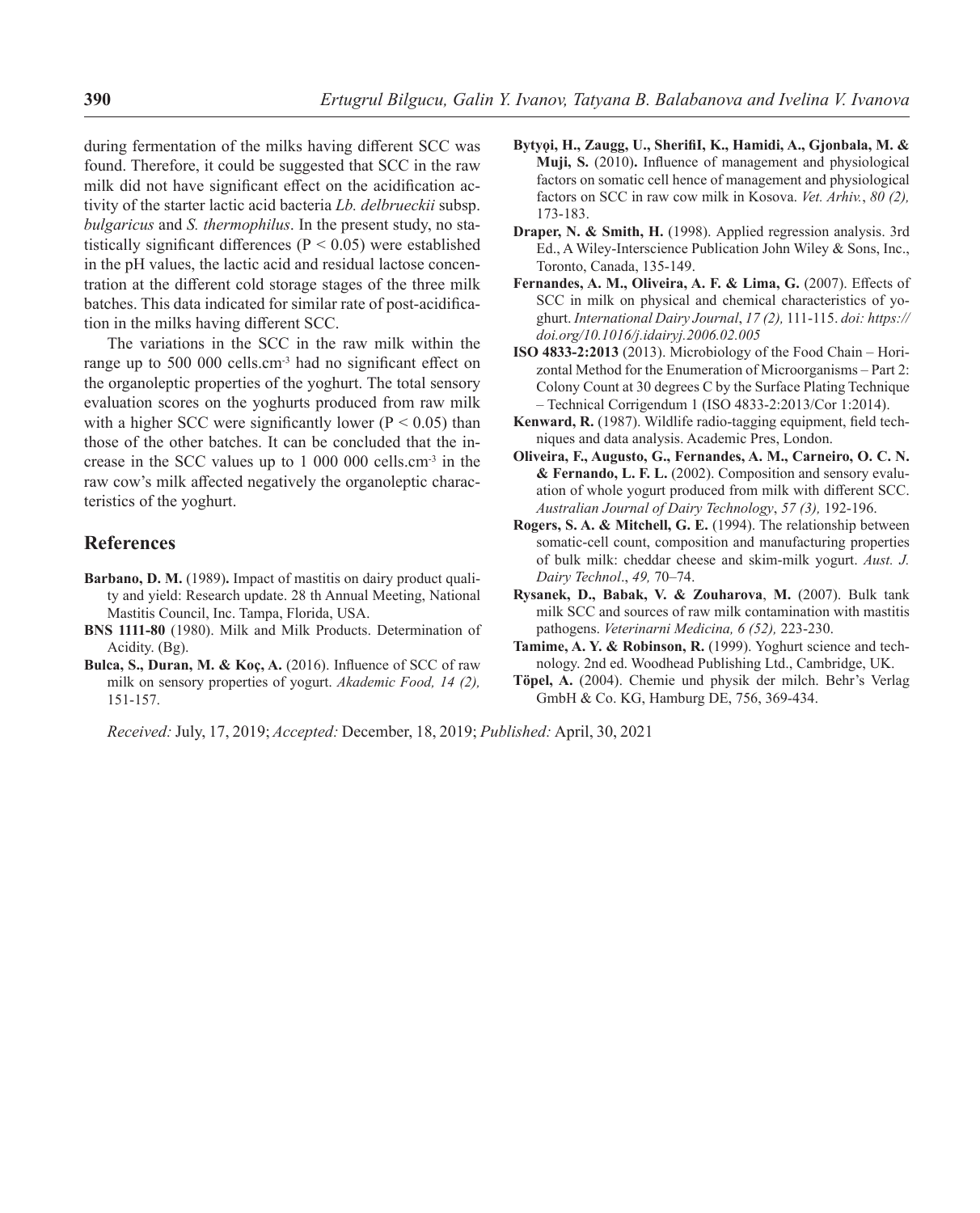during fermentation of the milks having different SCC was found. Therefore, it could be suggested that SCC in the raw milk did not have significant effect on the acidification activity of the starter lactic acid bacteria *Lb. delbrueckii* subsp. *bulgaricus* and *S. thermophilus*. In the present study, no statistically significant differences ($P < 0.05$) were established in the pH values, the lactic acid and residual lactose concentration at the different cold storage stages of the three milk batches. This data indicated for similar rate of post-acidification in the milks having different SCC.

The variations in the SCC in the raw milk within the range up to 500 000 cells.cm$^{-3}$ had no significant effect on the organoleptic properties of the yoghurt. The total sensory evaluation scores on the yoghurts produced from raw milk with a higher SCC were significantly lower ($P < 0.05$) than those of the other batches. It can be concluded that the increase in the SCC values up to 1 000 000 cells.cm$^{-3}$ in the raw cow's milk affected negatively the organoleptic characteristics of the yoghurt.

## References

**Barbano, D. M.** (1989)**.** Impact of mastitis on dairy product quality and yield: Research update. 28 th Annual Meeting, National Mastitis Council, Inc. Tampa, Florida, USA.

**BNS 1111-80** (1980). Milk and Milk Products. Determination of Acidity. (Bg).

**Bulca, S., Duran, M. & Koç, A.** (2016). Influence of SCC of raw milk on sensory properties of yogurt. *Akademic Food, 14 (2),* 151-157.

**Bytyọi, H., Zaugg, U., SherifiI, K., Hamidi, A., Gjonbala, M. & Muji, S.** (2010)**.** Influence of management and physiological factors on somatic cell hence of management and physiological factors on SCC in raw cow milk in Kosova. *Vet. Arhiv.*, *80 (2),* 173-183.

**Draper, N. & Smith, H.** (1998). Applied regression analysis. 3rd Ed., A Wiley-Interscience Publication John Wiley & Sons, Inc., Toronto, Canada, 135-149.

**Fernandes, A. M., Oliveira, A. F. & Lima, G.** (2007). Effects of SCC in milk on physical and chemical characteristics of yoghurt. *International Dairy Journal*, *17 (2),* 111-115. *doi: https://doi.org/10.1016/j.idairyj.2006.02.005*

**ISO 4833-2:2013** (2013). Microbiology of the Food Chain – Horizontal Method for the Enumeration of Microorganisms – Part 2: Colony Count at 30 degrees C by the Surface Plating Technique – Technical Corrigendum 1 (ISO 4833-2:2013/Cor 1:2014).

**Kenward, R.** (1987). Wildlife radio-tagging equipment, field techniques and data analysis. Academic Pres, London.

**Oliveira, F., Augusto, G., Fernandes, A. M., Carneiro, O. C. N. & Fernando, L. F. L.** (2002). Composition and sensory evaluation of whole yogurt produced from milk with different SCC. *Australian Journal of Dairy Technology*, *57 (3),* 192-196.

**Rogers, S. A. & Mitchell, G. E.** (1994). The relationship between somatic-cell count, composition and manufacturing properties of bulk milk: cheddar cheese and skim-milk yogurt. *Aust. J. Dairy Technol*., *49,* 70–74.

**Rysanek, D., Babak, V. & Zouharova**, **M.** (2007). Bulk tank milk SCC and sources of raw milk contamination with mastitis pathogens. *Veterinarni Medicina, 6 (52),* 223-230.

**Tamime, A. Y. & Robinson, R.** (1999). Yoghurt science and technology. 2nd ed. Woodhead Publishing Ltd., Cambridge, UK.

**Töpel, A.** (2004). Chemie und physik der milch. Behr's Verlag GmbH & Co. KG, Hamburg DE, 756, 369-434.

*Received:* July, 17, 2019; *Accepted:* December, 18, 2019; *Published:* April, 30, 2021